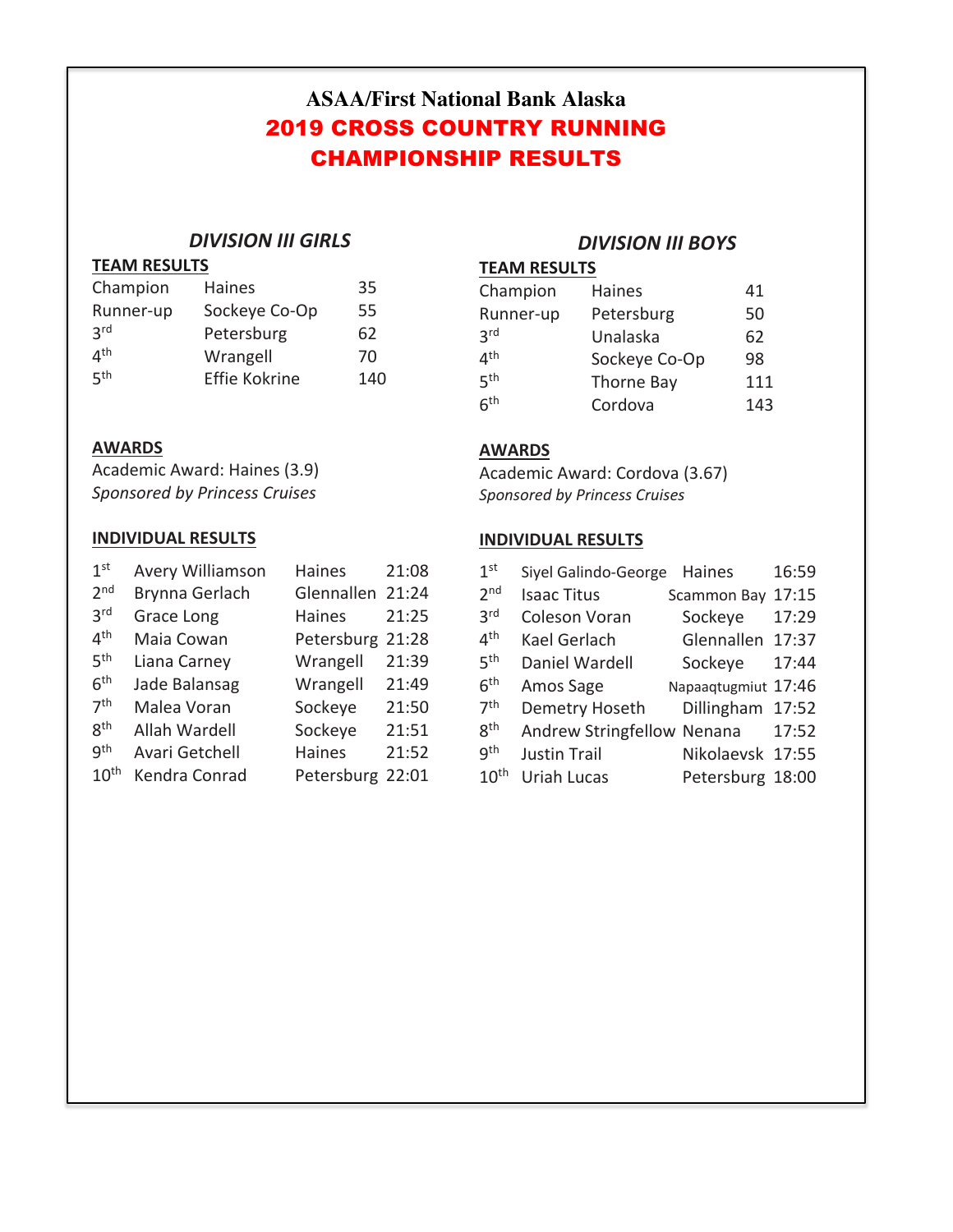# ASAA/First National Bank Alaska

# 2019 CROSS COUNTRY RUNNING CHAMPIONSHIP RESULTS

## *DIVISION III GIRLS*

**TEAM RESULTS**

| | | |
|---|---|---|
| Champion | Haines | 35 |
| Runner-up | Sockeye Co-Op | 55 |
| 3rd | Petersburg | 62 |
| 4th | Wrangell | 70 |
| 5th | Effie Kokrine | 140 |

**AWARDS**

Academic Award: Haines (3.9)
*Sponsored by Princess Cruises*

**INDIVIDUAL RESULTS**

| | | | |
|---|---|---|---|
| 1st | Avery Williamson | Haines | 21:08 |
| 2nd | Brynna Gerlach | Glennallen | 21:24 |
| 3rd | Grace Long | Haines | 21:25 |
| 4th | Maia Cowan | Petersburg | 21:28 |
| 5th | Liana Carney | Wrangell | 21:39 |
| 6th | Jade Balansag | Wrangell | 21:49 |
| 7th | Malea Voran | Sockeye | 21:50 |
| 8th | Allah Wardell | Sockeye | 21:51 |
| 9th | Avari Getchell | Haines | 21:52 |
| 10th | Kendra Conrad | Petersburg | 22:01 |

## *DIVISION III BOYS*

**TEAM RESULTS**

| | | |
|---|---|---|
| Champion | Haines | 41 |
| Runner-up | Petersburg | 50 |
| 3rd | Unalaska | 62 |
| 4th | Sockeye Co-Op | 98 |
| 5th | Thorne Bay | 111 |
| 6th | Cordova | 143 |

**AWARDS**

Academic Award: Cordova (3.67)
*Sponsored by Princess Cruises*

**INDIVIDUAL RESULTS**

| | | | |
|---|---|---|---|
| 1st | Siyel Galindo-George | Haines | 16:59 |
| 2nd | Isaac Titus | Scammon Bay | 17:15 |
| 3rd | Coleson Voran | Sockeye | 17:29 |
| 4th | Kael Gerlach | Glennallen | 17:37 |
| 5th | Daniel Wardell | Sockeye | 17:44 |
| 6th | Amos Sage | Napaaqtugmiut | 17:46 |
| 7th | Demetry Hoseth | Dillingham | 17:52 |
| 8th | Andrew Stringfellow | Nenana | 17:52 |
| 9th | Justin Trail | Nikolaevsk | 17:55 |
| 10th | Uriah Lucas | Petersburg | 18:00 |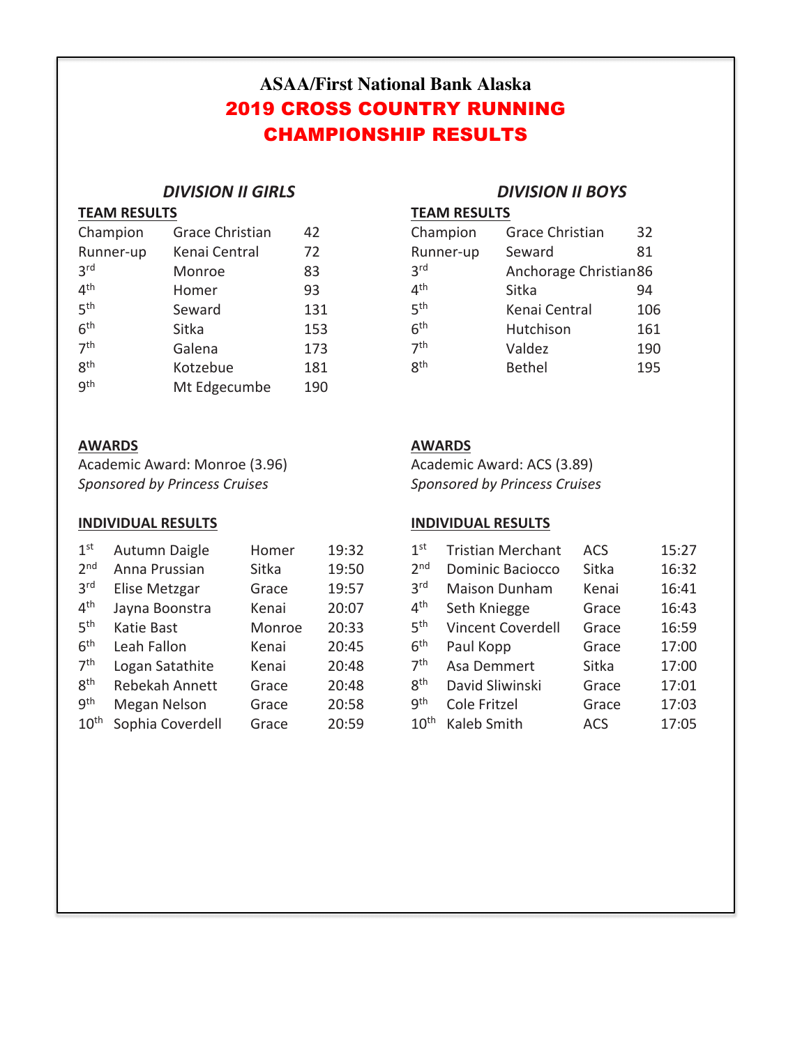# ASAA/First National Bank Alaska

## 2019 CROSS COUNTRY RUNNING CHAMPIONSHIP RESULTS

### *DIVISION II GIRLS*

**TEAM RESULTS**

| | | |
|---|---|---|
| Champion | Grace Christian | 42 |
| Runner-up | Kenai Central | 72 |
| 3rd | Monroe | 83 |
| 4th | Homer | 93 |
| 5th | Seward | 131 |
| 6th | Sitka | 153 |
| 7th | Galena | 173 |
| 8th | Kotzebue | 181 |
| 9th | Mt Edgecumbe | 190 |

**AWARDS**

Academic Award: Monroe (3.96)
*Sponsored by Princess Cruises*

**INDIVIDUAL RESULTS**

| | | | |
|---|---|---|---|
| 1st | Autumn Daigle | Homer | 19:32 |
| 2nd | Anna Prussian | Sitka | 19:50 |
| 3rd | Elise Metzgar | Grace | 19:57 |
| 4th | Jayna Boonstra | Kenai | 20:07 |
| 5th | Katie Bast | Monroe | 20:33 |
| 6th | Leah Fallon | Kenai | 20:45 |
| 7th | Logan Satathite | Kenai | 20:48 |
| 8th | Rebekah Annett | Grace | 20:48 |
| 9th | Megan Nelson | Grace | 20:58 |
| 10th | Sophia Coverdell | Grace | 20:59 |

### *DIVISION II BOYS*

**TEAM RESULTS**

| | | |
|---|---|---|
| Champion | Grace Christian | 32 |
| Runner-up | Seward | 81 |
| 3rd | Anchorage Christian | 86 |
| 4th | Sitka | 94 |
| 5th | Kenai Central | 106 |
| 6th | Hutchison | 161 |
| 7th | Valdez | 190 |
| 8th | Bethel | 195 |

**AWARDS**

Academic Award: ACS (3.89)
*Sponsored by Princess Cruises*

**INDIVIDUAL RESULTS**

| | | | |
|---|---|---|---|
| 1st | Tristian Merchant | ACS | 15:27 |
| 2nd | Dominic Baciocco | Sitka | 16:32 |
| 3rd | Maison Dunham | Kenai | 16:41 |
| 4th | Seth Kniegge | Grace | 16:43 |
| 5th | Vincent Coverdell | Grace | 16:59 |
| 6th | Paul Kopp | Grace | 17:00 |
| 7th | Asa Demmert | Sitka | 17:00 |
| 8th | David Sliwinski | Grace | 17:01 |
| 9th | Cole Fritzel | Grace | 17:03 |
| 10th | Kaleb Smith | ACS | 17:05 |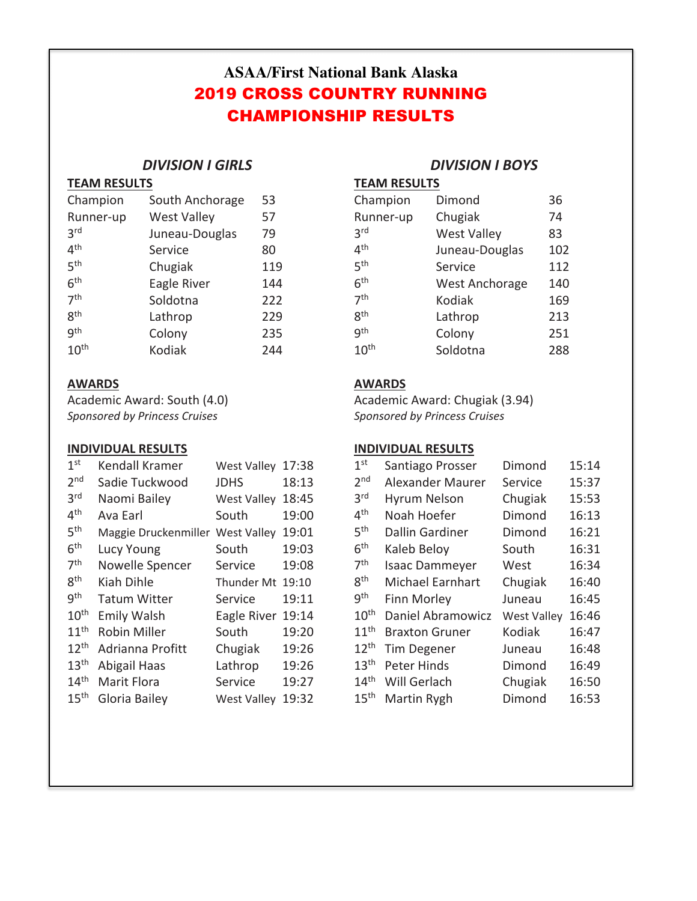# ASAA/First National Bank Alaska

## 2019 CROSS COUNTRY RUNNING CHAMPIONSHIP RESULTS

### *DIVISION I GIRLS*

**TEAM RESULTS**

| | | |
|---|---|---|
| Champion | South Anchorage | 53 |
| Runner-up | West Valley | 57 |
| 3rd | Juneau-Douglas | 79 |
| 4th | Service | 80 |
| 5th | Chugiak | 119 |
| 6th | Eagle River | 144 |
| 7th | Soldotna | 222 |
| 8th | Lathrop | 229 |
| 9th | Colony | 235 |
| 10th | Kodiak | 244 |

**AWARDS**

Academic Award: South (4.0)
*Sponsored by Princess Cruises*

**INDIVIDUAL RESULTS**

| | | | |
|---|---|---|---|
| 1st | Kendall Kramer | West Valley | 17:38 |
| 2nd | Sadie Tuckwood | JDHS | 18:13 |
| 3rd | Naomi Bailey | West Valley | 18:45 |
| 4th | Ava Earl | South | 19:00 |
| 5th | Maggie Druckenmiller | West Valley | 19:01 |
| 6th | Lucy Young | South | 19:03 |
| 7th | Nowelle Spencer | Service | 19:08 |
| 8th | Kiah Dihle | Thunder Mt | 19:10 |
| 9th | Tatum Witter | Service | 19:11 |
| 10th | Emily Walsh | Eagle River | 19:14 |
| 11th | Robin Miller | South | 19:20 |
| 12th | Adrianna Profitt | Chugiak | 19:26 |
| 13th | Abigail Haas | Lathrop | 19:26 |
| 14th | Marit Flora | Service | 19:27 |
| 15th | Gloria Bailey | West Valley | 19:32 |

### *DIVISION I BOYS*

**TEAM RESULTS**

| | | |
|---|---|---|
| Champion | Dimond | 36 |
| Runner-up | Chugiak | 74 |
| 3rd | West Valley | 83 |
| 4th | Juneau-Douglas | 102 |
| 5th | Service | 112 |
| 6th | West Anchorage | 140 |
| 7th | Kodiak | 169 |
| 8th | Lathrop | 213 |
| 9th | Colony | 251 |
| 10th | Soldotna | 288 |

**AWARDS**

Academic Award: Chugiak (3.94)
*Sponsored by Princess Cruises*

**INDIVIDUAL RESULTS**

| | | | |
|---|---|---|---|
| 1st | Santiago Prosser | Dimond | 15:14 |
| 2nd | Alexander Maurer | Service | 15:37 |
| 3rd | Hyrum Nelson | Chugiak | 15:53 |
| 4th | Noah Hoefer | Dimond | 16:13 |
| 5th | Dallin Gardiner | Dimond | 16:21 |
| 6th | Kaleb Beloy | South | 16:31 |
| 7th | Isaac Dammeyer | West | 16:34 |
| 8th | Michael Earnhart | Chugiak | 16:40 |
| 9th | Finn Morley | Juneau | 16:45 |
| 10th | Daniel Abramowicz | West Valley | 16:46 |
| 11th | Braxton Gruner | Kodiak | 16:47 |
| 12th | Tim Degener | Juneau | 16:48 |
| 13th | Peter Hinds | Dimond | 16:49 |
| 14th | Will Gerlach | Chugiak | 16:50 |
| 15th | Martin Rygh | Dimond | 16:53 |